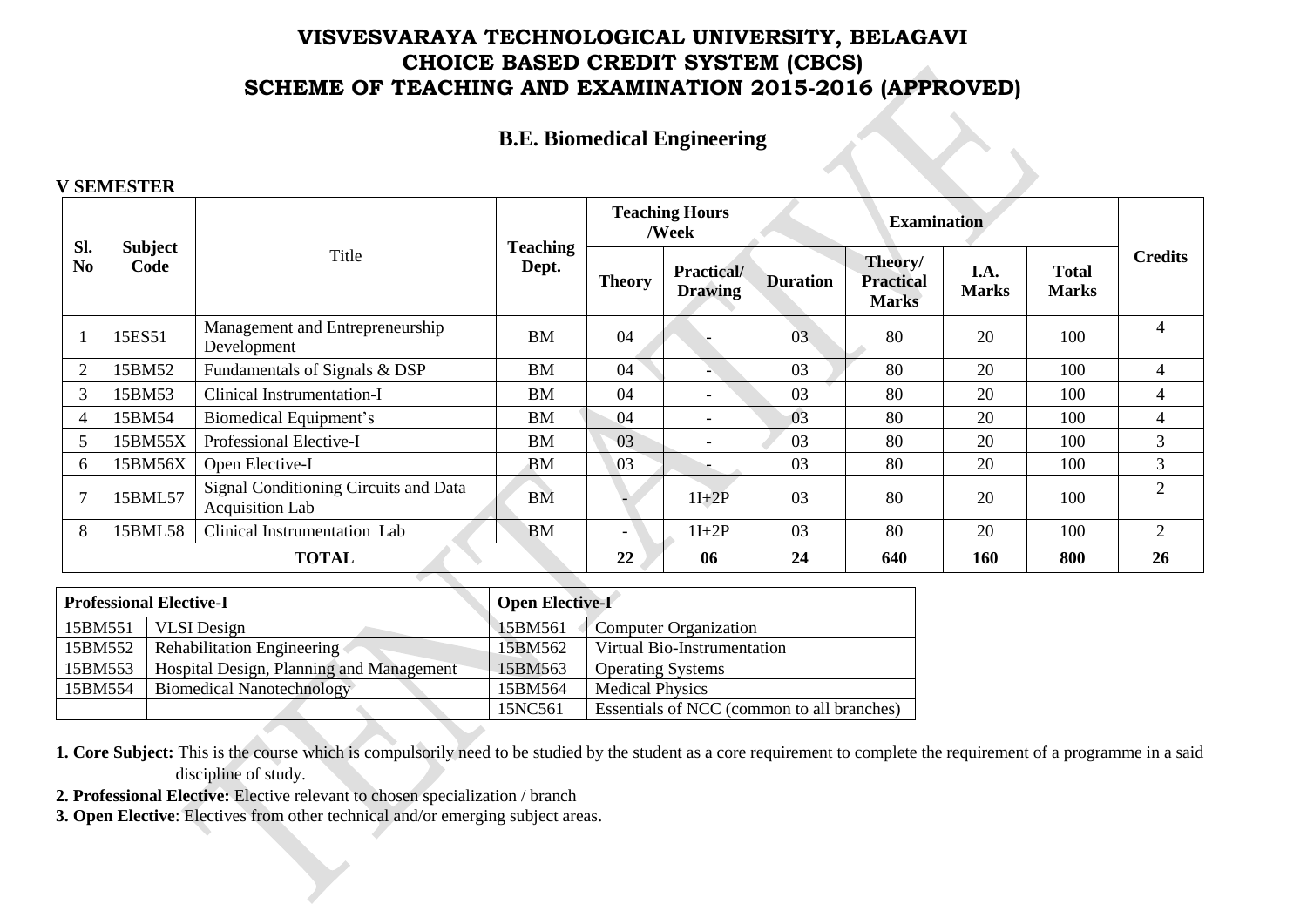# VISVESVARAYA TECHNOLOGICAL UNIVERSITY, BELAGAVI
# CHOICE BASED CREDIT SYSTEM (CBCS)
# SCHEME OF TEACHING AND EXAMINATION 2015-2016 (APPROVED)

## B.E. Biomedical Engineering

**V SEMESTER**

| Sl. No | Subject Code | Title | Teaching Dept. | Teaching Hours /Week | | Examination | | | | Credits |
|---|---|---|---|---|---|---|---|---|---|---|
| | | | | Theory | Practical/ Drawing | Duration | Theory/ Practical Marks | I.A. Marks | Total Marks | |
| 1 | 15ES51 | Management and Entrepreneurship Development | BM | 04 | - | 03 | 80 | 20 | 100 | 4 |
| 2 | 15BM52 | Fundamentals of Signals & DSP | BM | 04 | - | 03 | 80 | 20 | 100 | 4 |
| 3 | 15BM53 | Clinical Instrumentation-I | BM | 04 | - | 03 | 80 | 20 | 100 | 4 |
| 4 | 15BM54 | Biomedical Equipment's | BM | 04 | - | 03 | 80 | 20 | 100 | 4 |
| 5 | 15BM55X | Professional Elective-I | BM | 03 | - | 03 | 80 | 20 | 100 | 3 |
| 6 | 15BM56X | Open Elective-I | BM | 03 | - | 03 | 80 | 20 | 100 | 3 |
| 7 | 15BML57 | Signal Conditioning Circuits and Data Acquisition Lab | BM | - | 1I+2P | 03 | 80 | 20 | 100 | 2 |
| 8 | 15BML58 | Clinical Instrumentation Lab | BM | - | 1I+2P | 03 | 80 | 20 | 100 | 2 |
| **TOTAL** | | | | **22** | **06** | **24** | **640** | **160** | **800** | **26** |

| **Professional Elective-I** | | **Open Elective-I** | |
|---|---|---|---|
| 15BM551 | VLSI Design | 15BM561 | Computer Organization |
| 15BM552 | Rehabilitation Engineering | 15BM562 | Virtual Bio-Instrumentation |
| 15BM553 | Hospital Design, Planning and Management | 15BM563 | Operating Systems |
| 15BM554 | Biomedical Nanotechnology | 15BM564 | Medical Physics |
| | | 15NC561 | Essentials of NCC (common to all branches) |

**1. Core Subject:** This is the course which is compulsorily need to be studied by the student as a core requirement to complete the requirement of a programme in a said discipline of study.

**2. Professional Elective:** Elective relevant to chosen specialization / branch

**3. Open Elective**: Electives from other technical and/or emerging subject areas.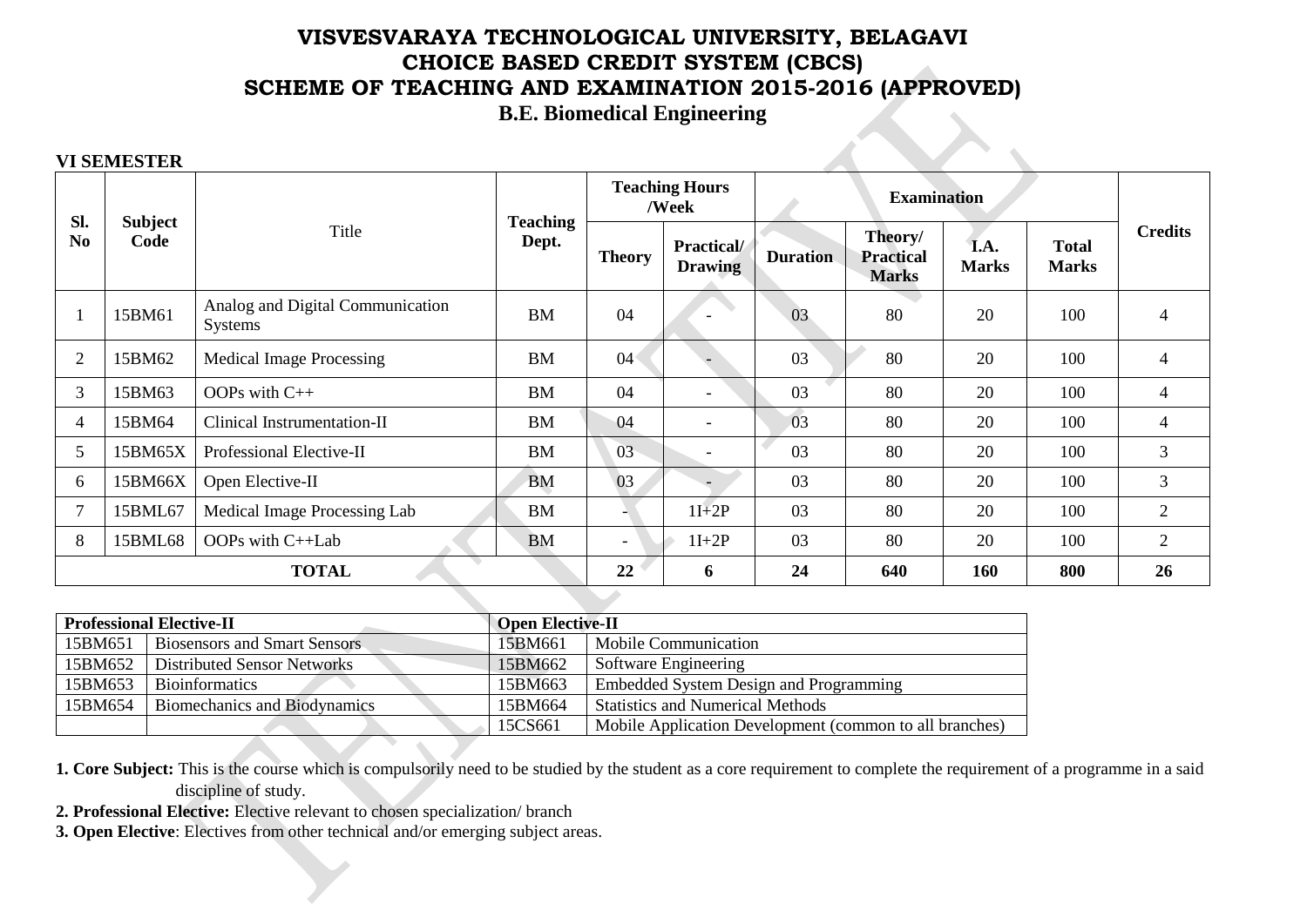# VISVESVARAYA TECHNOLOGICAL UNIVERSITY, BELAGAVI
# CHOICE BASED CREDIT SYSTEM (CBCS)
# SCHEME OF TEACHING AND EXAMINATION 2015-2016 (APPROVED)
## B.E. Biomedical Engineering

**VI SEMESTER**

| Sl. No | Subject Code | Title | Teaching Dept. | Teaching Hours /Week | | Examination | | | | Credits |
|---|---|---|---|---|---|---|---|---|---|---|
| | | | | Theory | Practical/ Drawing | Duration | Theory/ Practical Marks | I.A. Marks | Total Marks | |
| 1 | 15BM61 | Analog and Digital Communication Systems | BM | 04 | - | 03 | 80 | 20 | 100 | 4 |
| 2 | 15BM62 | Medical Image Processing | BM | 04 | - | 03 | 80 | 20 | 100 | 4 |
| 3 | 15BM63 | OOPs with C++ | BM | 04 | - | 03 | 80 | 20 | 100 | 4 |
| 4 | 15BM64 | Clinical Instrumentation-II | BM | 04 | - | 03 | 80 | 20 | 100 | 4 |
| 5 | 15BM65X | Professional Elective-II | BM | 03 | - | 03 | 80 | 20 | 100 | 3 |
| 6 | 15BM66X | Open Elective-II | BM | 03 | - | 03 | 80 | 20 | 100 | 3 |
| 7 | 15BML67 | Medical Image Processing Lab | BM | - | 1I+2P | 03 | 80 | 20 | 100 | 2 |
| 8 | 15BML68 | OOPs with C++Lab | BM | - | 1I+2P | 03 | 80 | 20 | 100 | 2 |
| **TOTAL** | | | | **22** | **6** | **24** | **640** | **160** | **800** | **26** |

| **Professional Elective-II** | | **Open Elective-II** | |
|---|---|---|---|
| 15BM651 | Biosensors and Smart Sensors | 15BM661 | Mobile Communication |
| 15BM652 | Distributed Sensor Networks | 15BM662 | Software Engineering |
| 15BM653 | Bioinformatics | 15BM663 | Embedded System Design and Programming |
| 15BM654 | Biomechanics and Biodynamics | 15BM664 | Statistics and Numerical Methods |
| | | 15CS661 | Mobile Application Development (common to all branches) |

**1. Core Subject:** This is the course which is compulsorily need to be studied by the student as a core requirement to complete the requirement of a programme in a said discipline of study.

**2. Professional Elective:** Elective relevant to chosen specialization/ branch

**3. Open Elective**: Electives from other technical and/or emerging subject areas.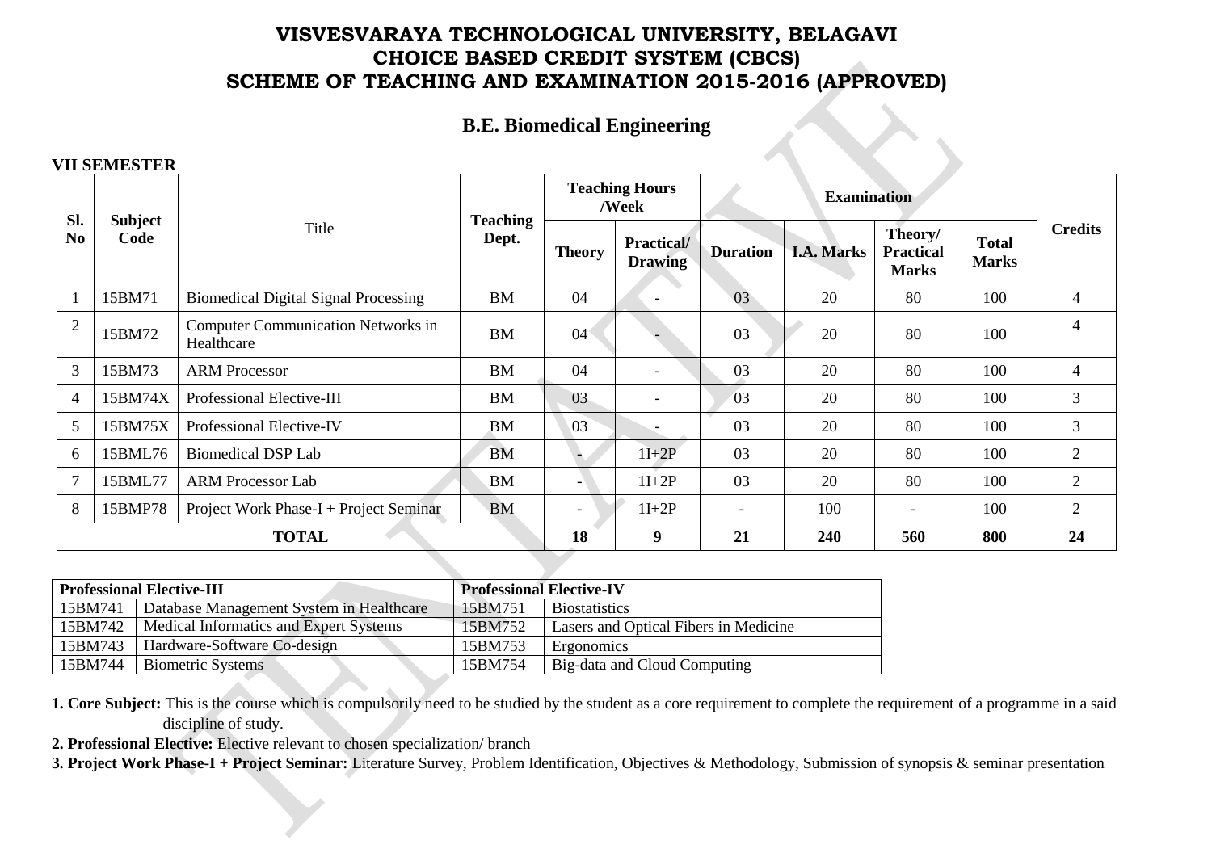# VISVESVARAYA TECHNOLOGICAL UNIVERSITY, BELAGAVI
# CHOICE BASED CREDIT SYSTEM (CBCS)
# SCHEME OF TEACHING AND EXAMINATION 2015-2016 (APPROVED)

## B.E. Biomedical Engineering

**VII SEMESTER**

| Sl. No | Subject Code | Title | Teaching Dept. | Teaching Hours /Week | | Examination | | | | Credits |
|---|---|---|---|---|---|---|---|---|---|---|
| | | | | Theory | Practical/ Drawing | Duration | I.A. Marks | Theory/ Practical Marks | Total Marks | |
| 1 | 15BM71 | Biomedical Digital Signal Processing | BM | 04 | - | 03 | 20 | 80 | 100 | 4 |
| 2 | 15BM72 | Computer Communication Networks in Healthcare | BM | 04 | - | 03 | 20 | 80 | 100 | 4 |
| 3 | 15BM73 | ARM Processor | BM | 04 | - | 03 | 20 | 80 | 100 | 4 |
| 4 | 15BM74X | Professional Elective-III | BM | 03 | - | 03 | 20 | 80 | 100 | 3 |
| 5 | 15BM75X | Professional Elective-IV | BM | 03 | - | 03 | 20 | 80 | 100 | 3 |
| 6 | 15BML76 | Biomedical DSP Lab | BM | - | 1I+2P | 03 | 20 | 80 | 100 | 2 |
| 7 | 15BML77 | ARM Processor Lab | BM | - | 1I+2P | 03 | 20 | 80 | 100 | 2 |
| 8 | 15BMP78 | Project Work Phase-I + Project Seminar | BM | - | 1I+2P | - | 100 | - | 100 | 2 |
| | | **TOTAL** | | **18** | **9** | **21** | **240** | **560** | **800** | **24** |

| **Professional Elective-III** | | **Professional Elective-IV** | |
|---|---|---|---|
| 15BM741 | Database Management System in Healthcare | 15BM751 | Biostatistics |
| 15BM742 | Medical Informatics and Expert Systems | 15BM752 | Lasers and Optical Fibers in Medicine |
| 15BM743 | Hardware-Software Co-design | 15BM753 | Ergonomics |
| 15BM744 | Biometric Systems | 15BM754 | Big-data and Cloud Computing |

**1. Core Subject:** This is the course which is compulsorily need to be studied by the student as a core requirement to complete the requirement of a programme in a said discipline of study.

**2. Professional Elective:** Elective relevant to chosen specialization/ branch

**3. Project Work Phase-I + Project Seminar:** Literature Survey, Problem Identification, Objectives & Methodology, Submission of synopsis & seminar presentation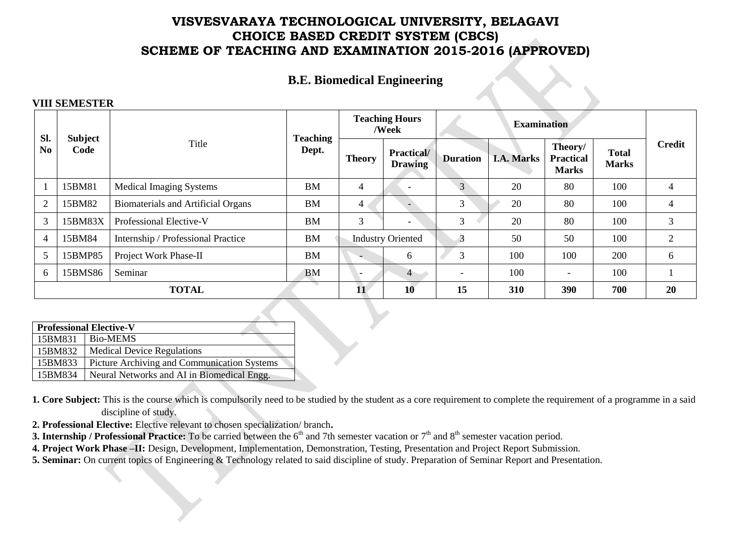# VISVESVARAYA TECHNOLOGICAL UNIVERSITY, BELAGAVI
# CHOICE BASED CREDIT SYSTEM (CBCS)
# SCHEME OF TEACHING AND EXAMINATION 2015-2016 (APPROVED)

## B.E. Biomedical Engineering

### VIII SEMESTER

| Sl. No | Subject Code | Title | Teaching Dept. | Teaching Hours /Week | | Examination | | | | Credit |
|---|---|---|---|---|---|---|---|---|---|---|
| | | | | Theory | Practical/ Drawing | Duration | I.A. Marks | Theory/ Practical Marks | Total Marks | |
| 1 | 15BM81 | Medical Imaging Systems | BM | 4 | - | 3 | 20 | 80 | 100 | 4 |
| 2 | 15BM82 | Biomaterials and Artificial Organs | BM | 4 | - | 3 | 20 | 80 | 100 | 4 |
| 3 | 15BM83X | Professional Elective-V | BM | 3 | - | 3 | 20 | 80 | 100 | 3 |
| 4 | 15BM84 | Internship / Professional Practice | BM | Industry Oriented | | 3 | 50 | 50 | 100 | 2 |
| 5 | 15BMP85 | Project Work Phase-II | BM | - | 6 | 3 | 100 | 100 | 200 | 6 |
| 6 | 15BMS86 | Seminar | BM | - | 4 | - | 100 | - | 100 | 1 |
| TOTAL | | | | 11 | 10 | 15 | 310 | 390 | 700 | 20 |

| Professional Elective-V | |
|---|---|
| 15BM831 | Bio-MEMS |
| 15BM832 | Medical Device Regulations |
| 15BM833 | Picture Archiving and Communication Systems |
| 15BM834 | Neural Networks and AI in Biomedical Engg. |

**1. Core Subject:** This is the course which is compulsorily need to be studied by the student as a core requirement to complete the requirement of a programme in a said discipline of study.

**2. Professional Elective:** Elective relevant to chosen specialization/ branch**.**

**3. Internship / Professional Practice:** To be carried between the 6th and 7th semester vacation or 7th and 8th semester vacation period.

**4. Project Work Phase –II:** Design, Development, Implementation, Demonstration, Testing, Presentation and Project Report Submission.

**5. Seminar:** On current topics of Engineering & Technology related to said discipline of study. Preparation of Seminar Report and Presentation.